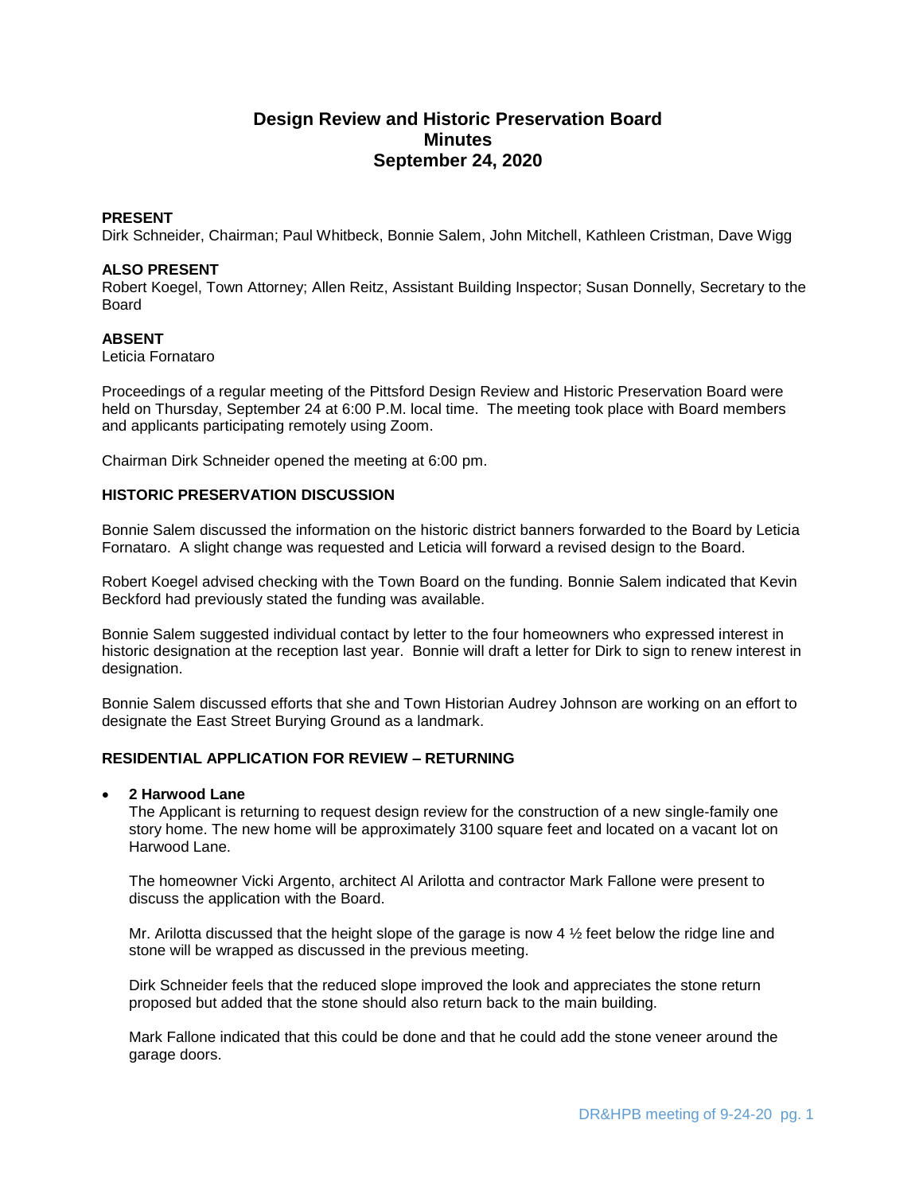# Design Review and Historic Preservation Board
# Minutes
# September 24, 2020

**PRESENT**
Dirk Schneider, Chairman; Paul Whitbeck, Bonnie Salem, John Mitchell, Kathleen Cristman, Dave Wigg

**ALSO PRESENT**
Robert Koegel, Town Attorney; Allen Reitz, Assistant Building Inspector; Susan Donnelly, Secretary to the Board

**ABSENT**
Leticia Fornataro

Proceedings of a regular meeting of the Pittsford Design Review and Historic Preservation Board were held on Thursday, September 24 at 6:00 P.M. local time. The meeting took place with Board members and applicants participating remotely using Zoom.

Chairman Dirk Schneider opened the meeting at 6:00 pm.

**HISTORIC PRESERVATION DISCUSSION**

Bonnie Salem discussed the information on the historic district banners forwarded to the Board by Leticia Fornataro. A slight change was requested and Leticia will forward a revised design to the Board.

Robert Koegel advised checking with the Town Board on the funding. Bonnie Salem indicated that Kevin Beckford had previously stated the funding was available.

Bonnie Salem suggested individual contact by letter to the four homeowners who expressed interest in historic designation at the reception last year. Bonnie will draft a letter for Dirk to sign to renew interest in designation.

Bonnie Salem discussed efforts that she and Town Historian Audrey Johnson are working on an effort to designate the East Street Burying Ground as a landmark.

**RESIDENTIAL APPLICATION FOR REVIEW – RETURNING**

- **2 Harwood Lane**
  The Applicant is returning to request design review for the construction of a new single-family one story home. The new home will be approximately 3100 square feet and located on a vacant lot on Harwood Lane.

  The homeowner Vicki Argento, architect Al Arilotta and contractor Mark Fallone were present to discuss the application with the Board.

  Mr. Arilotta discussed that the height slope of the garage is now 4 ½ feet below the ridge line and stone will be wrapped as discussed in the previous meeting.

  Dirk Schneider feels that the reduced slope improved the look and appreciates the stone return proposed but added that the stone should also return back to the main building.

  Mark Fallone indicated that this could be done and that he could add the stone veneer around the garage doors.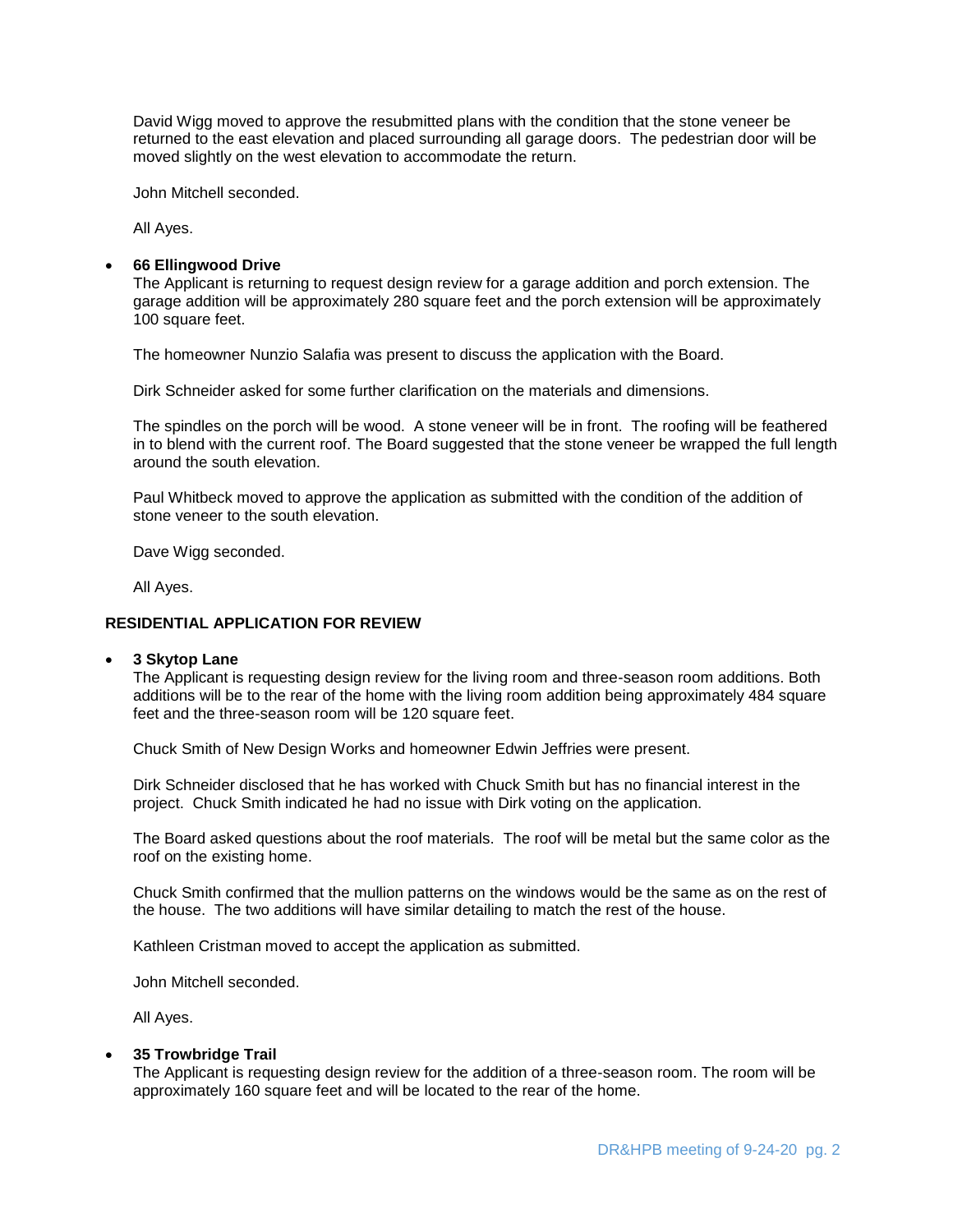David Wigg moved to approve the resubmitted plans with the condition that the stone veneer be returned to the east elevation and placed surrounding all garage doors. The pedestrian door will be moved slightly on the west elevation to accommodate the return.

John Mitchell seconded.

All Ayes.

- **66 Ellingwood Drive**

  The Applicant is returning to request design review for a garage addition and porch extension. The garage addition will be approximately 280 square feet and the porch extension will be approximately 100 square feet.

  The homeowner Nunzio Salafia was present to discuss the application with the Board.

  Dirk Schneider asked for some further clarification on the materials and dimensions.

  The spindles on the porch will be wood. A stone veneer will be in front. The roofing will be feathered in to blend with the current roof. The Board suggested that the stone veneer be wrapped the full length around the south elevation.

  Paul Whitbeck moved to approve the application as submitted with the condition of the addition of stone veneer to the south elevation.

  Dave Wigg seconded.

  All Ayes.

**RESIDENTIAL APPLICATION FOR REVIEW**

- **3 Skytop Lane**

  The Applicant is requesting design review for the living room and three-season room additions. Both additions will be to the rear of the home with the living room addition being approximately 484 square feet and the three-season room will be 120 square feet.

  Chuck Smith of New Design Works and homeowner Edwin Jeffries were present.

  Dirk Schneider disclosed that he has worked with Chuck Smith but has no financial interest in the project. Chuck Smith indicated he had no issue with Dirk voting on the application.

  The Board asked questions about the roof materials. The roof will be metal but the same color as the roof on the existing home.

  Chuck Smith confirmed that the mullion patterns on the windows would be the same as on the rest of the house. The two additions will have similar detailing to match the rest of the house.

  Kathleen Cristman moved to accept the application as submitted.

  John Mitchell seconded.

  All Ayes.

- **35 Trowbridge Trail**

  The Applicant is requesting design review for the addition of a three-season room. The room will be approximately 160 square feet and will be located to the rear of the home.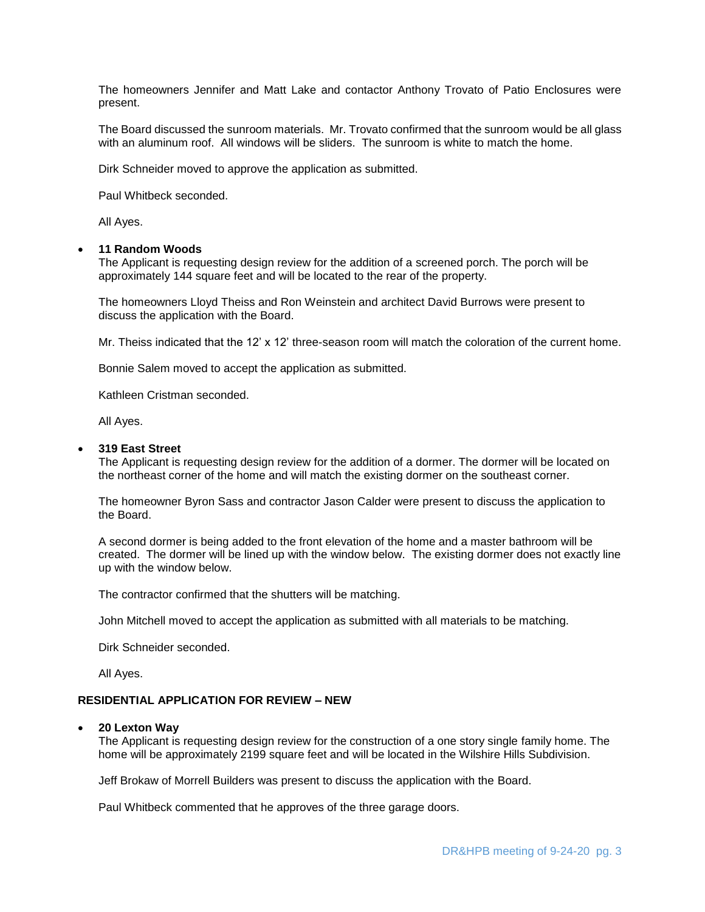The homeowners Jennifer and Matt Lake and contactor Anthony Trovato of Patio Enclosures were present.

The Board discussed the sunroom materials. Mr. Trovato confirmed that the sunroom would be all glass with an aluminum roof. All windows will be sliders. The sunroom is white to match the home.

Dirk Schneider moved to approve the application as submitted.

Paul Whitbeck seconded.

All Ayes.

- **11 Random Woods**

  The Applicant is requesting design review for the addition of a screened porch. The porch will be approximately 144 square feet and will be located to the rear of the property.

  The homeowners Lloyd Theiss and Ron Weinstein and architect David Burrows were present to discuss the application with the Board.

  Mr. Theiss indicated that the 12' x 12' three-season room will match the coloration of the current home.

  Bonnie Salem moved to accept the application as submitted.

  Kathleen Cristman seconded.

  All Ayes.

- **319 East Street**

  The Applicant is requesting design review for the addition of a dormer. The dormer will be located on the northeast corner of the home and will match the existing dormer on the southeast corner.

  The homeowner Byron Sass and contractor Jason Calder were present to discuss the application to the Board.

  A second dormer is being added to the front elevation of the home and a master bathroom will be created. The dormer will be lined up with the window below. The existing dormer does not exactly line up with the window below.

  The contractor confirmed that the shutters will be matching.

  John Mitchell moved to accept the application as submitted with all materials to be matching.

  Dirk Schneider seconded.

  All Ayes.

## RESIDENTIAL APPLICATION FOR REVIEW – NEW

- **20 Lexton Way**

  The Applicant is requesting design review for the construction of a one story single family home. The home will be approximately 2199 square feet and will be located in the Wilshire Hills Subdivision.

  Jeff Brokaw of Morrell Builders was present to discuss the application with the Board.

  Paul Whitbeck commented that he approves of the three garage doors.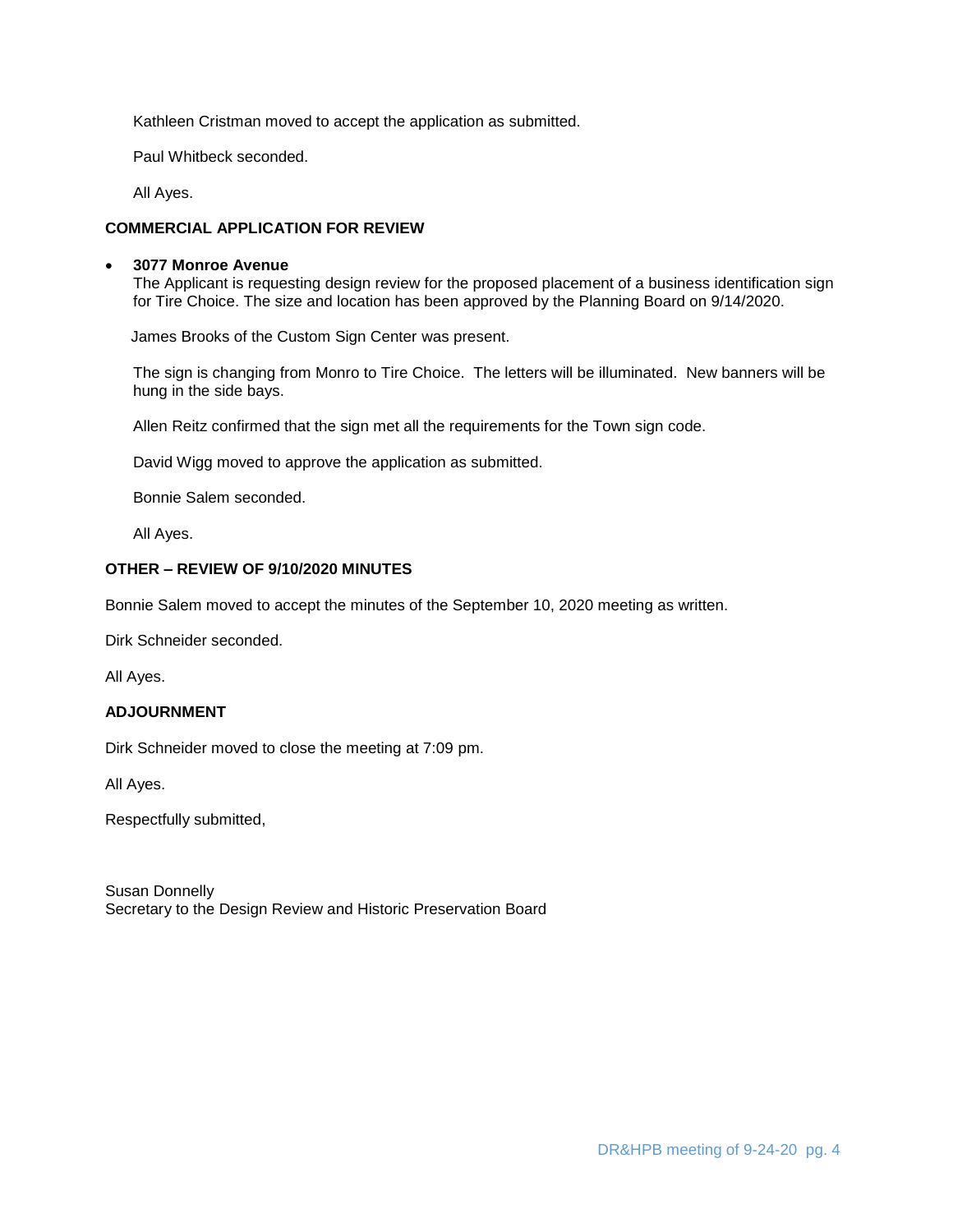Kathleen Cristman moved to accept the application as submitted.

Paul Whitbeck seconded.

All Ayes.

**COMMERCIAL APPLICATION FOR REVIEW**

- **3077 Monroe Avenue**
  The Applicant is requesting design review for the proposed placement of a business identification sign for Tire Choice. The size and location has been approved by the Planning Board on 9/14/2020.

  James Brooks of the Custom Sign Center was present.

  The sign is changing from Monro to Tire Choice. The letters will be illuminated. New banners will be hung in the side bays.

  Allen Reitz confirmed that the sign met all the requirements for the Town sign code.

  David Wigg moved to approve the application as submitted.

  Bonnie Salem seconded.

  All Ayes.

**OTHER – REVIEW OF 9/10/2020 MINUTES**

Bonnie Salem moved to accept the minutes of the September 10, 2020 meeting as written.

Dirk Schneider seconded.

All Ayes.

**ADJOURNMENT**

Dirk Schneider moved to close the meeting at 7:09 pm.

All Ayes.

Respectfully submitted,

Susan Donnelly
Secretary to the Design Review and Historic Preservation Board